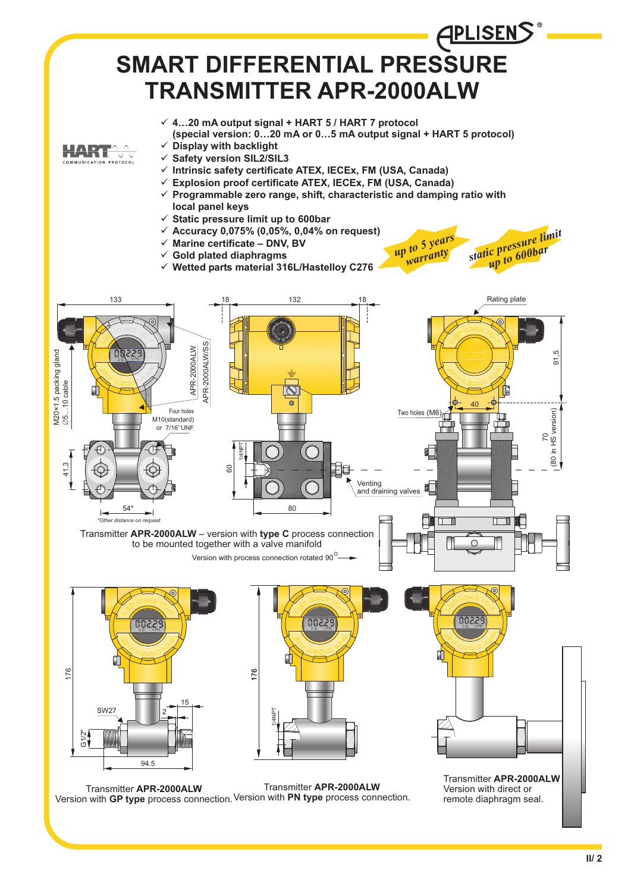# SMART DIFFERENTIAL PRESSURE TRANSMITTER APR-2000ALW

- ✓ 4…20 mA output signal + HART 5 / HART 7 protocol
  (special version: 0…20 mA or 0…5 mA output signal + HART 5 protocol)
- ✓ Display with backlight
- ✓ Safety version SIL2/SIL3
- ✓ Intrinsic safety certificate ATEX, IECEx, FM (USA, Canada)
- ✓ Explosion proof certificate ATEX, IECEx, FM (USA, Canada)
- ✓ Programmable zero range, shift, characteristic and damping ratio with local panel keys
- ✓ Static pressure limit up to 600bar
- ✓ Accuracy 0,075% (0,05%, 0,04% on request)
- ✓ Marine certificate – DNV, BV
- ✓ Gold plated diaphragms
- ✓ Wetted parts material 316L/Hastelloy C276

*up to 5 years warranty*

*static pressure limit up to 600bar*

Transmitter **APR-2000ALW** – version with **type C** process connection to be mounted together with a valve manifold

Version with process connection rotated 90°

Transmitter **APR-2000ALW**
Version with **GP type** process connection.

Transmitter **APR-2000ALW**
Version with **PN type** process connection.

Transmitter **APR-2000ALW**
Version with direct or remote diaphragm seal.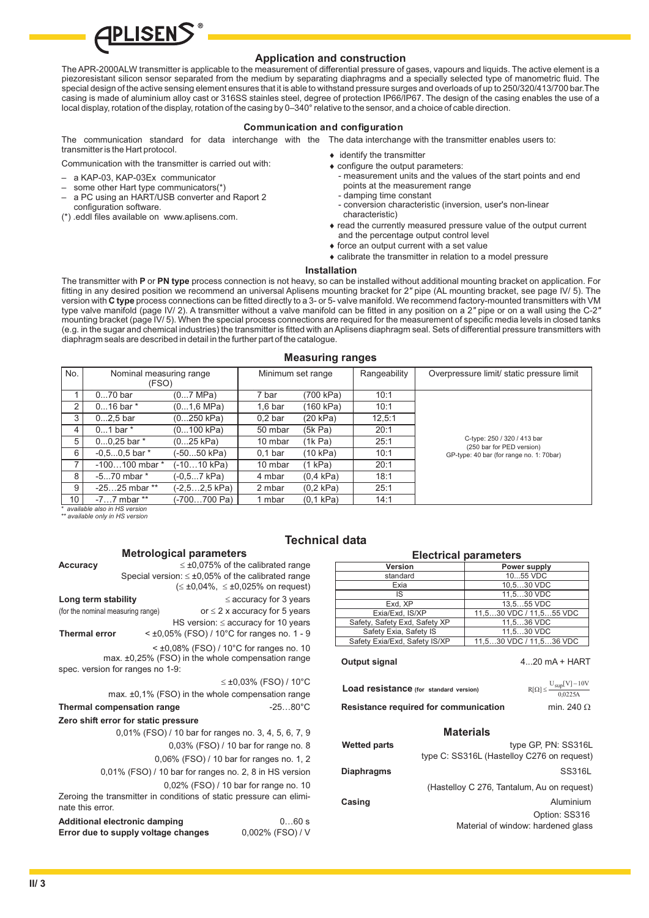## Application and construction

The APR-2000ALW transmitter is applicable to the measurement of differential pressure of gases, vapours and liquids. The active element is a piezoresistant silicon sensor separated from the medium by separating diaphragms and a specially selected type of manometric fluid. The special design of the active sensing element ensures that it is able to withstand pressure surges and overloads of up to 250/320/413/700 bar.The casing is made of aluminium alloy cast or 316SS stainles steel, degree of protection IP66/IP67. The design of the casing enables the use of a local display, rotation of the display, rotation of the casing by 0–340° relative to the sensor, and a choice of cable direction.

### Communication and configuration

The communication standard for data interchange with the transmitter is the Hart protocol.

Communication with the transmitter is carried out with:

- a KAP-03, KAP-03Ex communicator
- some other Hart type communicators(*)
- a PC using an HART/USB converter and Raport 2 configuration software.

(*) .eddl files available on www.aplisens.com.

The data interchange with the transmitter enables users to:

- identify the transmitter
- configure the output parameters:
  - measurement units and the values of the start points and end points at the measurement range
  - damping time constant
  - conversion characteristic (inversion, user's non-linear characteristic)
- read the currently measured pressure value of the output current and the percentage output control level
- force an output current with a set value
- calibrate the transmitter in relation to a model pressure

### Installation

The transmitter with **P** or **PN type** process connection is not heavy, so can be installed without additional mounting bracket on application. For fitting in any desired position we recommend an universal Aplisens mounting bracket for 2″ pipe (AL mounting bracket, see page IV/ 5). The version with **C type** process connections can be fitted directly to a 3- or 5- valve manifold. We recommend factory-mounted transmitters with VM type valve manifold (page IV/ 2). A transmitter without a valve manifold can be fitted in any position on a 2″ pipe or on a wall using the C-2″ mounting bracket (page IV/ 5). When the special process connections are required for the measurement of specific media levels in closed tanks (e.g. in the sugar and chemical industries) the transmitter is fitted with an Aplisens diaphragm seal. Sets of differential pressure transmitters with diaphragm seals are described in detail in the further part of the catalogue.

### Measuring ranges

| No. | Nominal measuring range (FSO) | | Minimum set range | | Rangeability | Overpressure limit/ static pressure limit |
|---|---|---|---|---|---|---|
| 1 | 0...70 bar | (0...7 MPa) | 7 bar | (700 kPa) | 10:1 | C-type: 250 / 320 / 413 bar (250 bar for PED version) GP-type: 40 bar (for range no. 1: 70bar) |
| 2 | 0...16 bar * | (0...1,6 MPa) | 1,6 bar | (160 kPa) | 10:1 | |
| 3 | 0...2,5 bar | (0...250 kPa) | 0,2 bar | (20 kPa) | 12,5:1 | |
| 4 | 0...1 bar * | (0...100 kPa) | 50 mbar | (5k Pa) | 20:1 | |
| 5 | 0...0,25 bar * | (0...25 kPa) | 10 mbar | (1k Pa) | 25:1 | |
| 6 | -0,5...0,5 bar * | (-50...50 kPa) | 0,1 bar | (10 kPa) | 10:1 | |
| 7 | -100...100 mbar * | (-10...10 kPa) | 10 mbar | (1 kPa) | 20:1 | |
| 8 | -5...70 mbar * | (-0,5...7 kPa) | 4 mbar | (0,4 kPa) | 18:1 | |
| 9 | -25...25 mbar ** | (-2,5...2,5 kPa) | 2 mbar | (0,2 kPa) | 25:1 | |
| 10 | -7...7 mbar ** | (-700...700 Pa) | 1 mbar | (0,1 kPa) | 14:1 | |

*\* available also in HS version*
*\*\* available only in HS version*

## Technical data

### Metrological parameters

**Accuracy** ≤ ±0,075% of the calibrated range
Special version: ≤ ±0,05% of the calibrated range
(≤ ±0,04%, ≤ ±0,025% on request)

**Long term stability** (for the nominal measuring range) ≤ accuracy for 3 years
or ≤ 2 x accuracy for 5 years
HS version: ≤ accuracy for 10 years

**Thermal error** < ±0,05% (FSO) / 10°C for ranges no. 1 - 9
< ±0,08% (FSO) / 10°C for ranges no. 10
max. ±0,25% (FSO) in the whole compensation range

spec. version for ranges no 1-9:
≤ ±0,03% (FSO) / 10°C
max. ±0,1% (FSO) in the whole compensation range

**Thermal compensation range** -25...80°C

**Zero shift error for static pressure**

0,01% (FSO) / 10 bar for ranges no. 3, 4, 5, 6, 7, 9
0,03% (FSO) / 10 bar for range no. 8
0,06% (FSO) / 10 bar for ranges no. 1, 2
0,01% (FSO) / 10 bar for ranges no. 2, 8 in HS version
0,02% (FSO) / 10 bar for range no. 10

Zeroing the transmitter in conditions of static pressure can eliminate this error.

**Additional electronic damping** 0...60 s

**Error due to supply voltage changes** 0,002% (FSO) / V

### Electrical parameters

| Version | Power supply |
|---|---|
| standard | 10...55 VDC |
| Exia | 10,5...30 VDC |
| IS | 11,5...30 VDC |
| Exd, XP | 13,5...55 VDC |
| Exia/Exd, IS/XP | 11,5...30 VDC / 11,5...55 VDC |
| Safety, Safety Exd, Safety XP | 11,5...36 VDC |
| Safety Exia, Safety IS | 11,5...30 VDC |
| Safety Exia/Exd, Safety IS/XP | 11,5...30 VDC / 11,5...36 VDC |

**Output signal** 4...20 mA + HART

**Load resistance** (for standard version) $R[\Omega] \leq \frac{U_{sup}[V] - 10V}{0{,}0225A}$

**Resistance required for communication** min. 240 Ω

### Materials

**Wetted parts** type GP, PN: SS316L
type C: SS316L (Hastelloy C276 on request)

**Diaphragms** SS316L
(Hastelloy C 276, Tantalum, Au on request)

**Casing** Aluminium
Option: SS316
Material of window: hardened glass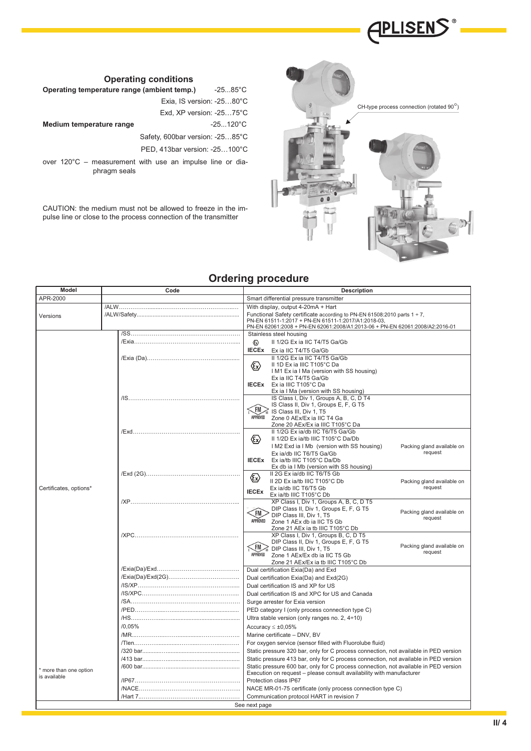## Operating conditions

**Operating temperature range (ambient temp.)** -25...85°C

Exia, IS version: -25…80°C

Exd, XP version: -25…75°C

**Medium temperature range** -25...120°C

Safety, 600bar version: -25…85°C

PED, 413bar version: -25…100°C

over 120°C – measurement with use an impulse line or diaphragm seals

CAUTION: the medium must not be allowed to freeze in the impulse line or close to the process connection of the transmitter

CH-type process connection (rotated 90°)

## Ordering procedure

| Model | Code | | Description |
|---|---|---|---|
| APR-2000 | | | Smart differential pressure transmitter |
| Versions | /ALW | | With display, output 4-20mA + Hart |
| | /ALW/Safety | | Functional Safety certificate according to PN-EN 61508:2010 parts 1 ÷ 7, PN-EN 61511-1:2017 + PN-EN 61511-1:2017/A1:2018-03, PN-EN 62061:2008 + PN-EN 62061:2008/A1:2013-06 + PN-EN 62061:2008/A2:2016-01 |
| Certificates, options* | | /SS | Stainless steel housing |
| | | /Exia | Ex: II 1/2G Ex ia IIC T4/T5 Ga/Gb; IECEx: Ex ia IIC T4/T5 Ga/Gb |
| | | /Exia (Da) | Ex: II 1/2G Ex ia IIC T4/T5 Ga/Gb, II 1D Ex ia IIIC T105°C Da, I M1 Ex ia I Ma (version with SS housing); IECEx: Ex ia IIC T4/T5 Ga/Gb, Ex ia IIIC T105°C Da, Ex ia I Ma (version with SS housing) |
| | | /IS | FM APPROVED: IS Class I, Div 1, Groups A, B, C, D T4; IS Class II, Div 1, Groups E, F, G T5; IS Class III, Div 1, T5; Zone 0 AEx/Ex ia IIC T4 Ga; Zone 20 AEx/Ex ia IIIC T105°C Da |
| | | /Exd | Ex: II 1/2G Ex ia/db IIC T6/T5 Ga/Gb, II 1/2D Ex ia/tb IIIC T105°C Da/Db, I M2 Exd ia I Mb (version with SS housing); IECEx: Ex ia/db IIC T6/T5 Ga/Gb, Ex ia/tb IIIC T105°C Da/Db, Ex db ia I Mb (version with SS housing) — Packing gland available on request |
| | | /Exd (2G) | Ex: II 2G Ex ia/db IIC T6/T5 Gb, II 2D Ex ia/tb IIIC T105°C Db; IECEx: Ex ia/db IIC T6/T5 Gb, Ex ia/tb IIIC T105°C Db — Packing gland available on request |
| | | /XP | FM APPROVED: XP Class I, Div 1, Groups A, B, C, D T5; DIP Class II, Div 1, Groups E, F, G T5; DIP Class III, Div 1, T5; Zone 1 AEx db ia IIC T5 Gb; Zone 21 AEx ia tb IIIC T105°C Db — Packing gland available on request |
| | | /XPC | FM APPROVED: XP Class I, Div 1, Groups B, C, D T5; DIP Class II, Div 1, Groups E, F, G T5; DIP Class III, Div 1, T5; Zone 1 AEx/Ex db ia IIC T5 Gb; Zone 21 AEx/Ex ia tb IIIC T105°C Db — Packing gland available on request |
| | | /Exia(Da)/Exd | Dual certification Exia(Da) and Exd |
| | | /Exia(Da)/Exd(2G) | Dual certification Exia(Da) and Exd(2G) |
| | | /IS/XP | Dual certification IS and XP for US |
| | | /IS/XPC | Dual certification IS and XPC for US and Canada |
| | | /SA | Surge arrester for Exia version |
| | | /PED | PED category I (only process connection type C) |
| | | /HS | Ultra stable version (only ranges no. 2, 4÷10) |
| | | /0,05% | Accuracy ≤ ±0,05% |
| | | /MR | Marine certificate – DNV, BV |
| | | /Tlen | For oxygen service (sensor filled with Fluorolube fluid) |
| | | /320 bar | Static pressure 320 bar, only for C process connection, not available in PED version |
| | | /413 bar | Static pressure 413 bar, only for C process connection, not available in PED version |
| * more than one option is available | | /600 bar | Static pressure 600 bar, only for C process connection, not available in PED version. Execution on request – please consult availability with manufacturer |
| | | /IP67 | Protection class IP67 |
| | | /NACE | NACE MR-01-75 certificate (only process connection type C) |
| | | /Hart 7 | Communication protocol HART in revision 7 |

See next page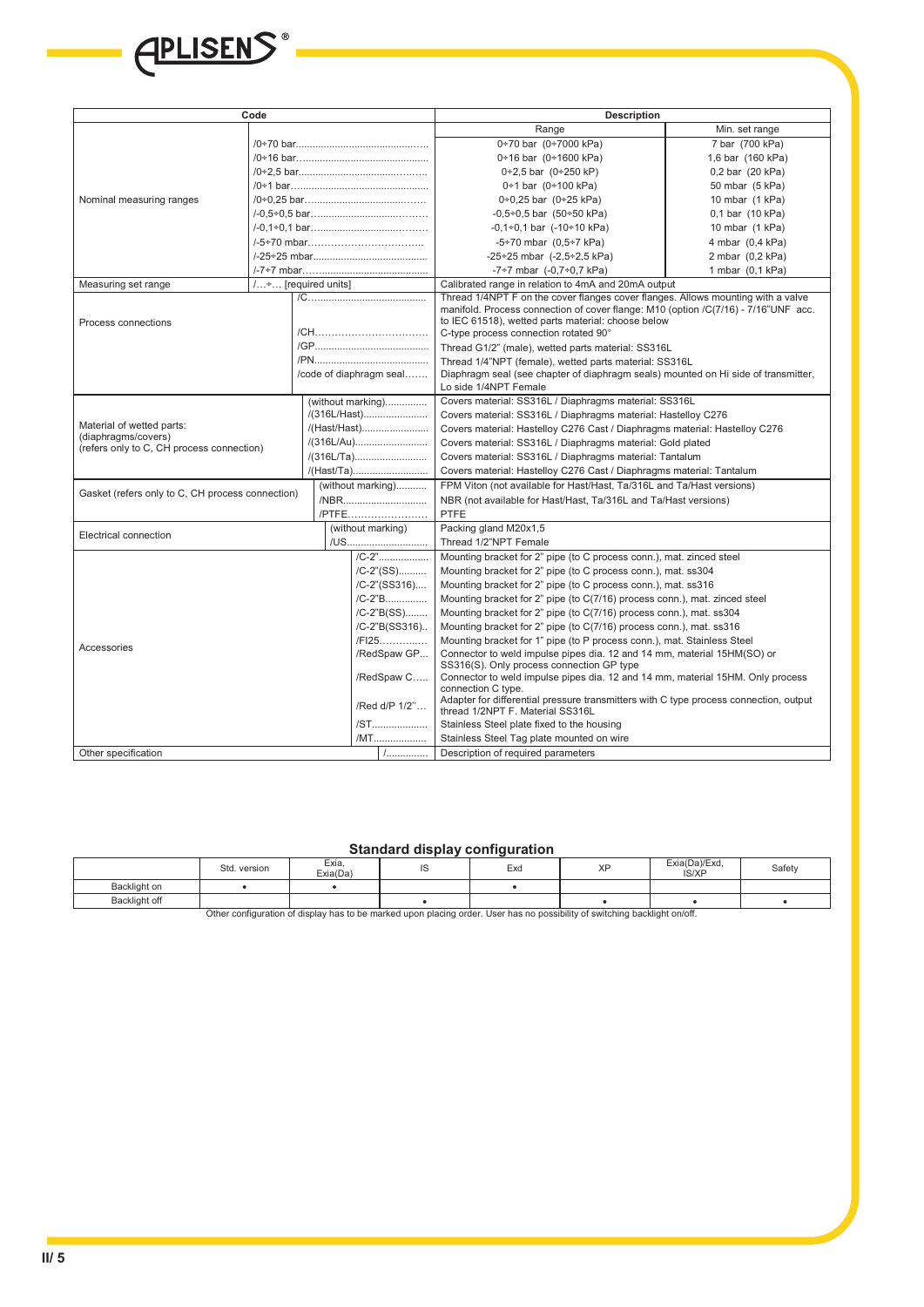| Code | | Description | |
|---|---|---|---|
| | | Range | Min. set range |
| Nominal measuring ranges | /0÷70 bar.............................................. | 0÷70 bar (0÷7000 kPa) | 7 bar (700 kPa) |
| | /0÷16 bar.............................................. | 0÷16 bar (0÷1600 kPa) | 1,6 bar (160 kPa) |
| | /0÷2,5 bar............................................. | 0÷2,5 bar (0÷250 kP) | 0,2 bar (20 kPa) |
| | /0÷1 bar................................................ | 0÷1 bar (0÷100 kPa) | 50 mbar (5 kPa) |
| | /0÷0,25 bar........................................... | 0÷0,25 bar (0÷25 kPa) | 10 mbar (1 kPa) |
| | /-0,5÷0,5 bar........................................ | -0,5÷0,5 bar (50÷50 kPa) | 0,1 bar (10 kPa) |
| | /-0,1÷0,1 bar........................................ | -0,1÷0,1 bar (-10÷10 kPa) | 10 mbar (1 kPa) |
| | /-5÷70 mbar.................................. | -5÷70 mbar (0,5÷7 kPa) | 4 mbar (0,4 kPa) |
| | /-25÷25 mbar........................................ | -25÷25 mbar (-2,5÷2,5 kPa) | 2 mbar (0,2 kPa) |
| | /-7÷7 mbar............................................ | -7÷7 mbar (-0,7÷0,7 kPa) | 1 mbar (0,1 kPa) |
| Measuring set range | /…÷… [required units] | Calibrated range in relation to 4mA and 20mA output | |
| Process connections | /C.......................................... | Thread 1/4NPT F on the cover flanges cover flanges. Allows mounting with a valve manifold. Process connection of cover flange: M10 (option /C(7/16) - 7/16"UNF acc. to IEC 61518), wetted parts material: choose below | |
| | /CH................................ | C-type process connection rotated 90° | |
| | /GP......................................... | Thread G1/2" (male), wetted parts material: SS316L | |
| | /PN......................................... | Thread 1/4"NPT (female), wetted parts material: SS316L | |
| | /code of diaphragm seal....... | Diaphragm seal (see chapter of diaphragm seals) mounted on Hi side of transmitter, Lo side 1/4NPT Female | |
| Material of wetted parts: (diaphragms/covers) (refers only to C, CH process connection) | (without marking)............... | Covers material: SS316L / Diaphragms material: SS316L | |
| | /(316L/Hast)...................... | Covers material: SS316L / Diaphragms material: Hastelloy C276 | |
| | /(Hast/Hast)....................... | Covers material: Hastelloy C276 Cast / Diaphragms material: Hastelloy C276 | |
| | /(316L/Au)......................... | Covers material: SS316L / Diaphragms material: Gold plated | |
| | /(316L/Ta).......................... | Covers material: SS316L / Diaphragms material: Tantalum | |
| | /(Hast/Ta).......................... | Covers material: Hastelloy C276 Cast / Diaphragms material: Tantalum | |
| Gasket (refers only to C, CH process connection) | (without marking)........... | FPM Viton (not available for Hast/Hast, Ta/316L and Ta/Hast versions) | |
| | /NBR............................. | NBR (not available for Hast/Hast, Ta/316L and Ta/Hast versions) | |
| | /PTFE.......................... | PTFE | |
| Electrical connection | (without marking) | Packing gland M20x1,5 | |
| | /US............................ | Thread 1/2"NPT Female | |
| Accessories | /C-2"................. | Mounting bracket for 2" pipe (to C process conn.), mat. zinced steel | |
| | /C-2"(SS).......... | Mounting bracket for 2" pipe (to C process conn.), mat. ss304 | |
| | /C-2"(SS316).... | Mounting bracket for 2" pipe (to C process conn.), mat. ss316 | |
| | /C-2"B.............. | Mounting bracket for 2" pipe (to C(7/16) process conn.), mat. zinced steel | |
| | /C-2"B(SS)........ | Mounting bracket for 2" pipe (to C(7/16) process conn.), mat. ss304 | |
| | /C-2"B(SS316).. | Mounting bracket for 2" pipe (to C(7/16) process conn.), mat. ss316 | |
| | /FI25................ | Mounting bracket for 1" pipe (to P process conn.), mat. Stainless Steel | |
| | /RedSpaw GP... | Connector to weld impulse pipes dia. 12 and 14 mm, material 15HM(SO) or SS316(S). Only process connection GP type | |
| | /RedSpaw C..... | Connector to weld impulse pipes dia. 12 and 14 mm, material 15HM. Only process connection C type. | |
| | /Red d/P 1/2"... | Adapter for differential pressure transmitters with C type process connection, output thread 1/2NPT F. Material SS316L | |
| | /ST................... | Stainless Steel plate fixed to the housing | |
| | /MT.................. | Stainless Steel Tag plate mounted on wire | |
| Other specification | /.............. | Description of required parameters | |

## Standard display configuration

| | Std. version | Exia, Exia(Da) | IS | Exd | XP | Exia(Da)/Exd, IS/XP | Safety |
|---|---|---|---|---|---|---|---|
| Backlight on | • | • | | • | | | |
| Backlight off | | | • | | • | • | • |

Other configuration of display has to be marked upon placing order. User has no possibility of switching backlight on/off.